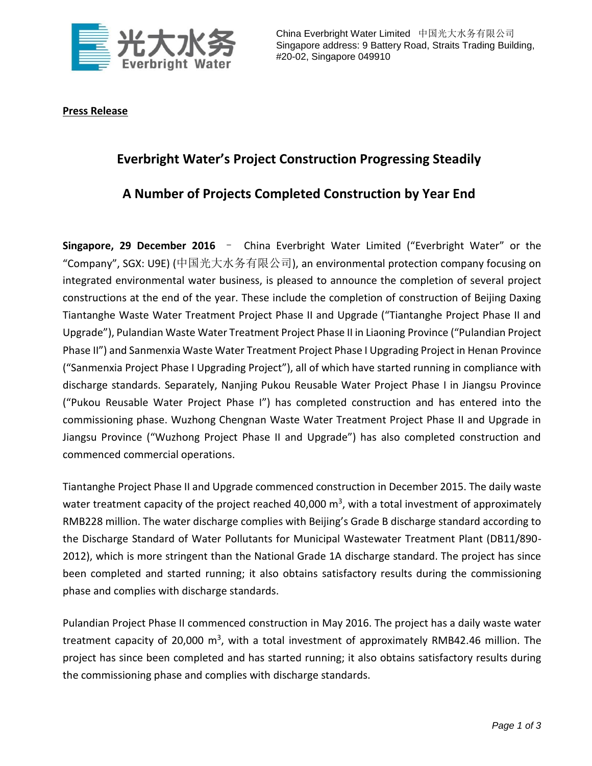China Everbright Water Limited 中国光大水务有限公司
Singapore address: 9 Battery Road, Straits Trading Building, #20-02, Singapore 049910

**Press Release**

# Everbright Water's Project Construction Progressing Steadily

# A Number of Projects Completed Construction by Year End

**Singapore, 29 December 2016** – China Everbright Water Limited ("Everbright Water" or the "Company", SGX: U9E) (中国光大水务有限公司), an environmental protection company focusing on integrated environmental water business, is pleased to announce the completion of several project constructions at the end of the year. These include the completion of construction of Beijing Daxing Tiantanghe Waste Water Treatment Project Phase II and Upgrade ("Tiantanghe Project Phase II and Upgrade"), Pulandian Waste Water Treatment Project Phase II in Liaoning Province ("Pulandian Project Phase II") and Sanmenxia Waste Water Treatment Project Phase I Upgrading Project in Henan Province ("Sanmenxia Project Phase I Upgrading Project"), all of which have started running in compliance with discharge standards. Separately, Nanjing Pukou Reusable Water Project Phase I in Jiangsu Province ("Pukou Reusable Water Project Phase I") has completed construction and has entered into the commissioning phase. Wuzhong Chengnan Waste Water Treatment Project Phase II and Upgrade in Jiangsu Province ("Wuzhong Project Phase II and Upgrade") has also completed construction and commenced commercial operations.

Tiantanghe Project Phase II and Upgrade commenced construction in December 2015. The daily waste water treatment capacity of the project reached 40,000 $m^3$, with a total investment of approximately RMB228 million. The water discharge complies with Beijing's Grade B discharge standard according to the Discharge Standard of Water Pollutants for Municipal Wastewater Treatment Plant (DB11/890-2012), which is more stringent than the National Grade 1A discharge standard. The project has since been completed and started running; it also obtains satisfactory results during the commissioning phase and complies with discharge standards.

Pulandian Project Phase II commenced construction in May 2016. The project has a daily waste water treatment capacity of 20,000 $m^3$, with a total investment of approximately RMB42.46 million. The project has since been completed and has started running; it also obtains satisfactory results during the commissioning phase and complies with discharge standards.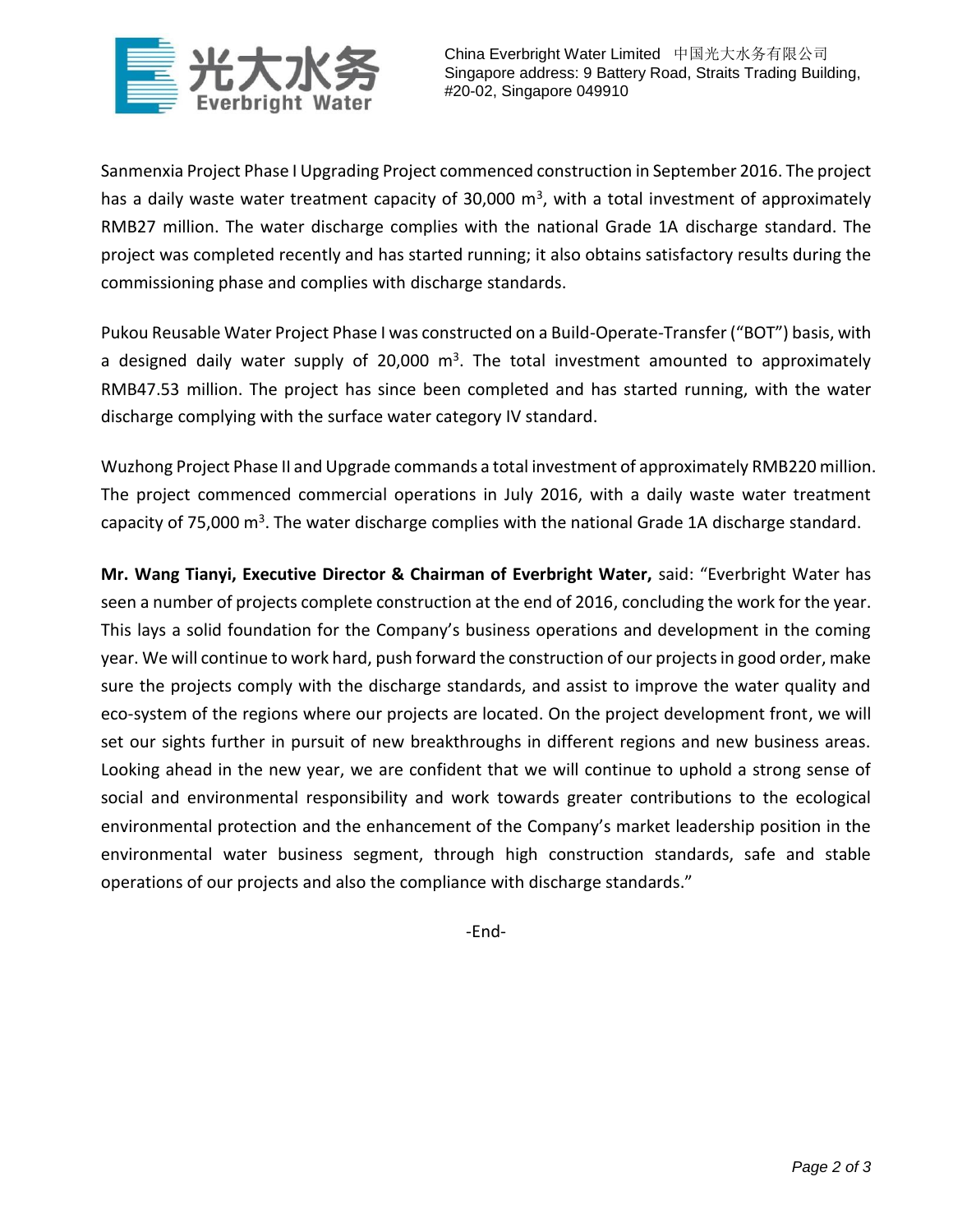Sanmenxia Project Phase I Upgrading Project commenced construction in September 2016. The project has a daily waste water treatment capacity of 30,000 $m^3$, with a total investment of approximately RMB27 million. The water discharge complies with the national Grade 1A discharge standard. The project was completed recently and has started running; it also obtains satisfactory results during the commissioning phase and complies with discharge standards.

Pukou Reusable Water Project Phase I was constructed on a Build-Operate-Transfer ("BOT") basis, with a designed daily water supply of 20,000 $m^3$. The total investment amounted to approximately RMB47.53 million. The project has since been completed and has started running, with the water discharge complying with the surface water category IV standard.

Wuzhong Project Phase II and Upgrade commands a total investment of approximately RMB220 million. The project commenced commercial operations in July 2016, with a daily waste water treatment capacity of 75,000 $m^3$. The water discharge complies with the national Grade 1A discharge standard.

**Mr. Wang Tianyi, Executive Director & Chairman of Everbright Water,** said: "Everbright Water has seen a number of projects complete construction at the end of 2016, concluding the work for the year. This lays a solid foundation for the Company's business operations and development in the coming year. We will continue to work hard, push forward the construction of our projects in good order, make sure the projects comply with the discharge standards, and assist to improve the water quality and eco-system of the regions where our projects are located. On the project development front, we will set our sights further in pursuit of new breakthroughs in different regions and new business areas. Looking ahead in the new year, we are confident that we will continue to uphold a strong sense of social and environmental responsibility and work towards greater contributions to the ecological environmental protection and the enhancement of the Company's market leadership position in the environmental water business segment, through high construction standards, safe and stable operations of our projects and also the compliance with discharge standards."

-End-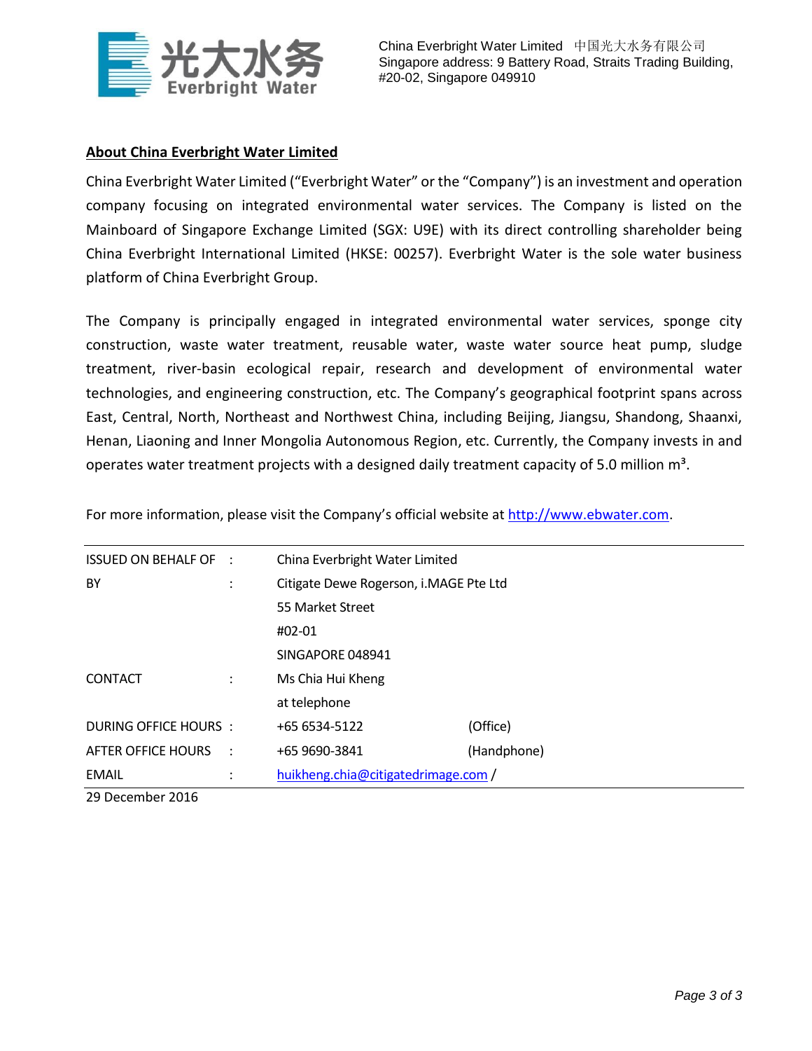China Everbright Water Limited 中国光大水务有限公司
Singapore address: 9 Battery Road, Straits Trading Building, #20-02, Singapore 049910

## About China Everbright Water Limited

China Everbright Water Limited ("Everbright Water" or the "Company") is an investment and operation company focusing on integrated environmental water services. The Company is listed on the Mainboard of Singapore Exchange Limited (SGX: U9E) with its direct controlling shareholder being China Everbright International Limited (HKSE: 00257). Everbright Water is the sole water business platform of China Everbright Group.

The Company is principally engaged in integrated environmental water services, sponge city construction, waste water treatment, reusable water, waste water source heat pump, sludge treatment, river-basin ecological repair, research and development of environmental water technologies, and engineering construction, etc. The Company's geographical footprint spans across East, Central, North, Northeast and Northwest China, including Beijing, Jiangsu, Shandong, Shaanxi, Henan, Liaoning and Inner Mongolia Autonomous Region, etc. Currently, the Company invests in and operates water treatment projects with a designed daily treatment capacity of 5.0 million $m^3$.

For more information, please visit the Company's official website at http://www.ebwater.com.

| | | | |
|---|---|---|---|
| ISSUED ON BEHALF OF | : | China Everbright Water Limited | |
| BY | : | Citigate Dewe Rogerson, i.MAGE Pte Ltd | |
| | | 55 Market Street | |
| | | #02-01 | |
| | | SINGAPORE 048941 | |
| CONTACT | : | Ms Chia Hui Kheng | |
| | | at telephone | |
| DURING OFFICE HOURS | : | +65 6534-5122 | (Office) |
| AFTER OFFICE HOURS | : | +65 9690-3841 | (Handphone) |
| EMAIL | : | huikheng.chia@citigatedrimage.com / | |

29 December 2016